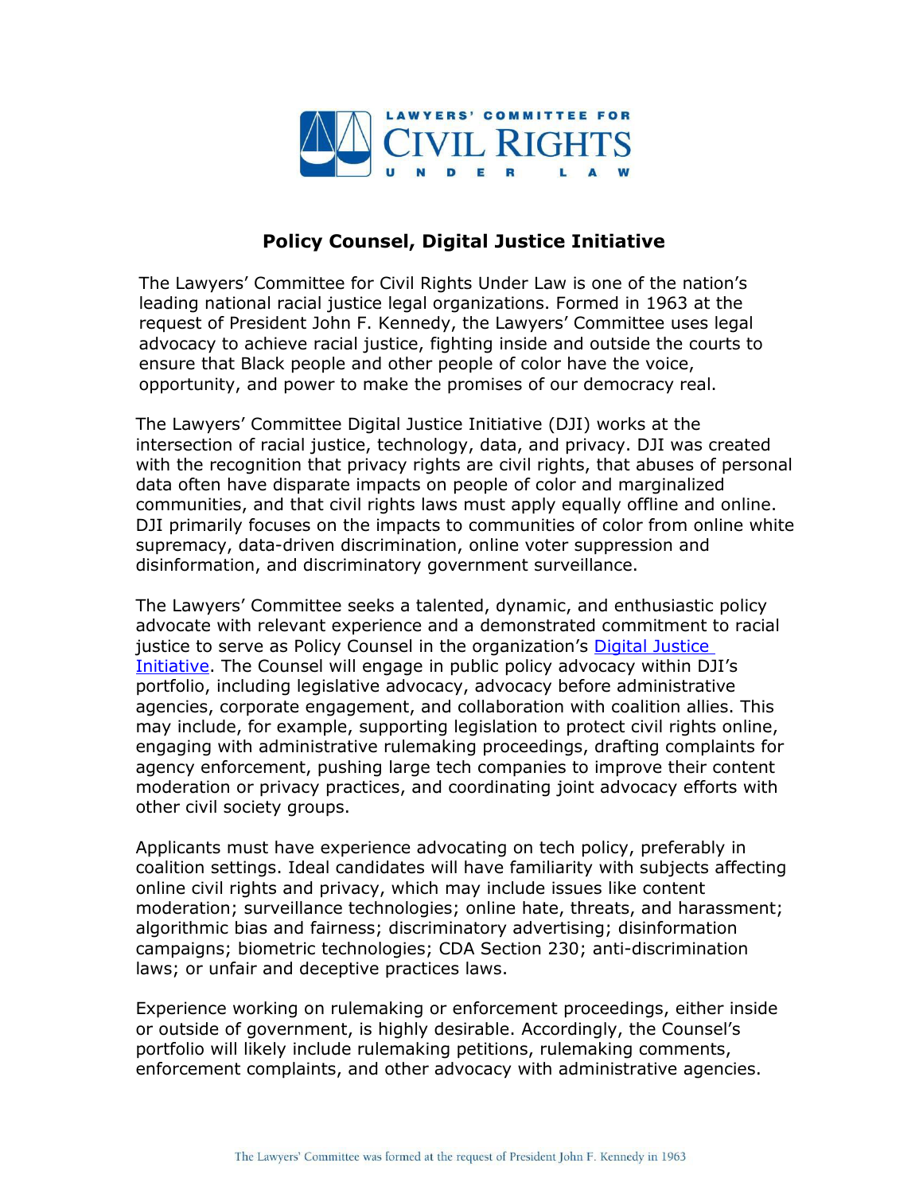# Policy Counsel, Digital Justice Initiative

The Lawyers' Committee for Civil Rights Under Law is one of the nation's leading national racial justice legal organizations. Formed in 1963 at the request of President John F. Kennedy, the Lawyers' Committee uses legal advocacy to achieve racial justice, fighting inside and outside the courts to ensure that Black people and other people of color have the voice, opportunity, and power to make the promises of our democracy real.

The Lawyers' Committee Digital Justice Initiative (DJI) works at the intersection of racial justice, technology, data, and privacy. DJI was created with the recognition that privacy rights are civil rights, that abuses of personal data often have disparate impacts on people of color and marginalized communities, and that civil rights laws must apply equally offline and online. DJI primarily focuses on the impacts to communities of color from online white supremacy, data-driven discrimination, online voter suppression and disinformation, and discriminatory government surveillance.

The Lawyers' Committee seeks a talented, dynamic, and enthusiastic policy advocate with relevant experience and a demonstrated commitment to racial justice to serve as Policy Counsel in the organization's Digital Justice Initiative. The Counsel will engage in public policy advocacy within DJI's portfolio, including legislative advocacy, advocacy before administrative agencies, corporate engagement, and collaboration with coalition allies. This may include, for example, supporting legislation to protect civil rights online, engaging with administrative rulemaking proceedings, drafting complaints for agency enforcement, pushing large tech companies to improve their content moderation or privacy practices, and coordinating joint advocacy efforts with other civil society groups.

Applicants must have experience advocating on tech policy, preferably in coalition settings. Ideal candidates will have familiarity with subjects affecting online civil rights and privacy, which may include issues like content moderation; surveillance technologies; online hate, threats, and harassment; algorithmic bias and fairness; discriminatory advertising; disinformation campaigns; biometric technologies; CDA Section 230; anti-discrimination laws; or unfair and deceptive practices laws.

Experience working on rulemaking or enforcement proceedings, either inside or outside of government, is highly desirable. Accordingly, the Counsel's portfolio will likely include rulemaking petitions, rulemaking comments, enforcement complaints, and other advocacy with administrative agencies.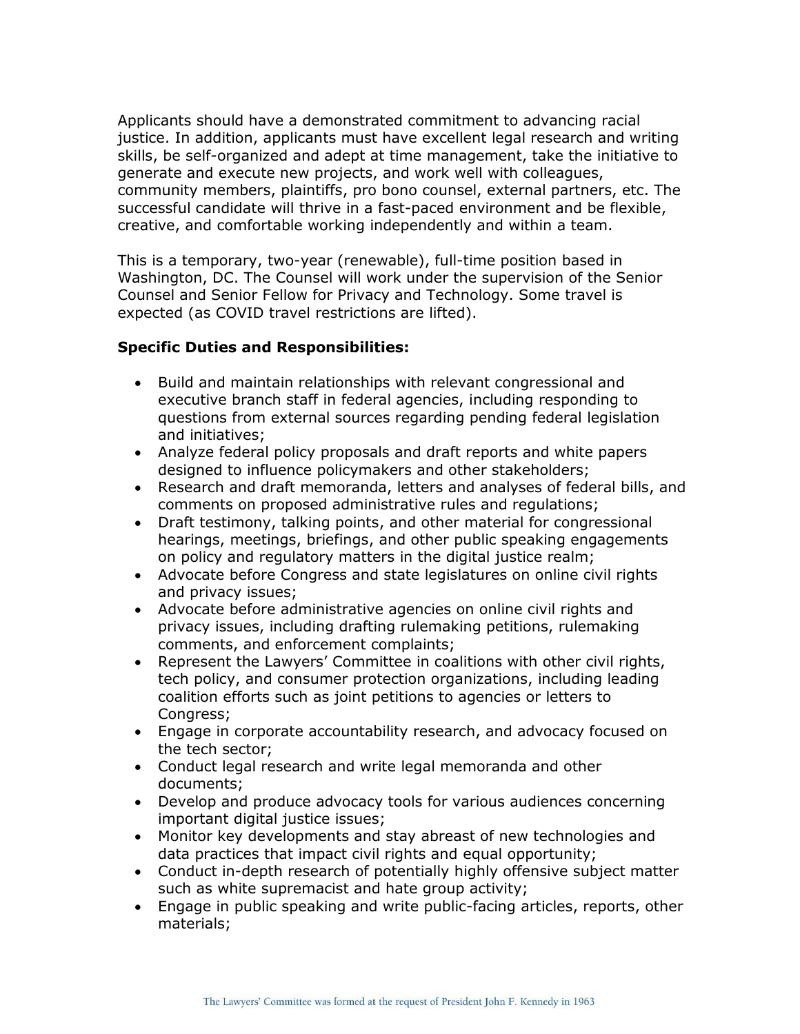Applicants should have a demonstrated commitment to advancing racial justice. In addition, applicants must have excellent legal research and writing skills, be self-organized and adept at time management, take the initiative to generate and execute new projects, and work well with colleagues, community members, plaintiffs, pro bono counsel, external partners, etc. The successful candidate will thrive in a fast-paced environment and be flexible, creative, and comfortable working independently and within a team.

This is a temporary, two-year (renewable), full-time position based in Washington, DC. The Counsel will work under the supervision of the Senior Counsel and Senior Fellow for Privacy and Technology. Some travel is expected (as COVID travel restrictions are lifted).

**Specific Duties and Responsibilities:**

- Build and maintain relationships with relevant congressional and executive branch staff in federal agencies, including responding to questions from external sources regarding pending federal legislation and initiatives;
- Analyze federal policy proposals and draft reports and white papers designed to influence policymakers and other stakeholders;
- Research and draft memoranda, letters and analyses of federal bills, and comments on proposed administrative rules and regulations;
- Draft testimony, talking points, and other material for congressional hearings, meetings, briefings, and other public speaking engagements on policy and regulatory matters in the digital justice realm;
- Advocate before Congress and state legislatures on online civil rights and privacy issues;
- Advocate before administrative agencies on online civil rights and privacy issues, including drafting rulemaking petitions, rulemaking comments, and enforcement complaints;
- Represent the Lawyers' Committee in coalitions with other civil rights, tech policy, and consumer protection organizations, including leading coalition efforts such as joint petitions to agencies or letters to Congress;
- Engage in corporate accountability research, and advocacy focused on the tech sector;
- Conduct legal research and write legal memoranda and other documents;
- Develop and produce advocacy tools for various audiences concerning important digital justice issues;
- Monitor key developments and stay abreast of new technologies and data practices that impact civil rights and equal opportunity;
- Conduct in-depth research of potentially highly offensive subject matter such as white supremacist and hate group activity;
- Engage in public speaking and write public-facing articles, reports, other materials;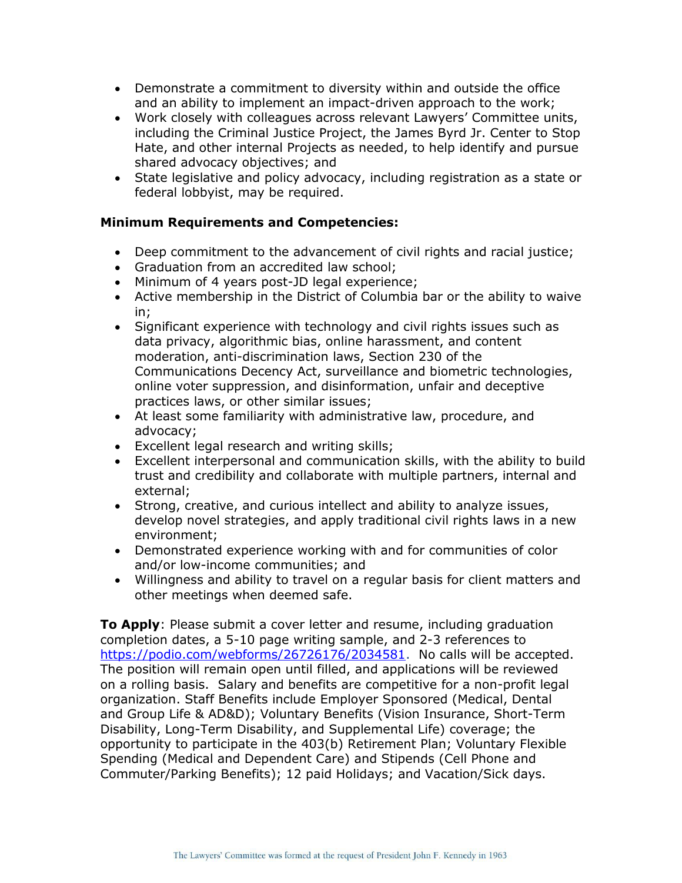- Demonstrate a commitment to diversity within and outside the office and an ability to implement an impact-driven approach to the work;
- Work closely with colleagues across relevant Lawyers' Committee units, including the Criminal Justice Project, the James Byrd Jr. Center to Stop Hate, and other internal Projects as needed, to help identify and pursue shared advocacy objectives; and
- State legislative and policy advocacy, including registration as a state or federal lobbyist, may be required.

**Minimum Requirements and Competencies:**

- Deep commitment to the advancement of civil rights and racial justice;
- Graduation from an accredited law school;
- Minimum of 4 years post-JD legal experience;
- Active membership in the District of Columbia bar or the ability to waive in;
- Significant experience with technology and civil rights issues such as data privacy, algorithmic bias, online harassment, and content moderation, anti-discrimination laws, Section 230 of the Communications Decency Act, surveillance and biometric technologies, online voter suppression, and disinformation, unfair and deceptive practices laws, or other similar issues;
- At least some familiarity with administrative law, procedure, and advocacy;
- Excellent legal research and writing skills;
- Excellent interpersonal and communication skills, with the ability to build trust and credibility and collaborate with multiple partners, internal and external;
- Strong, creative, and curious intellect and ability to analyze issues, develop novel strategies, and apply traditional civil rights laws in a new environment;
- Demonstrated experience working with and for communities of color and/or low-income communities; and
- Willingness and ability to travel on a regular basis for client matters and other meetings when deemed safe.

**To Apply**: Please submit a cover letter and resume, including graduation completion dates, a 5-10 page writing sample, and 2-3 references to https://podio.com/webforms/26726176/2034581. No calls will be accepted. The position will remain open until filled, and applications will be reviewed on a rolling basis. Salary and benefits are competitive for a non-profit legal organization. Staff Benefits include Employer Sponsored (Medical, Dental and Group Life & AD&D); Voluntary Benefits (Vision Insurance, Short-Term Disability, Long-Term Disability, and Supplemental Life) coverage; the opportunity to participate in the 403(b) Retirement Plan; Voluntary Flexible Spending (Medical and Dependent Care) and Stipends (Cell Phone and Commuter/Parking Benefits); 12 paid Holidays; and Vacation/Sick days.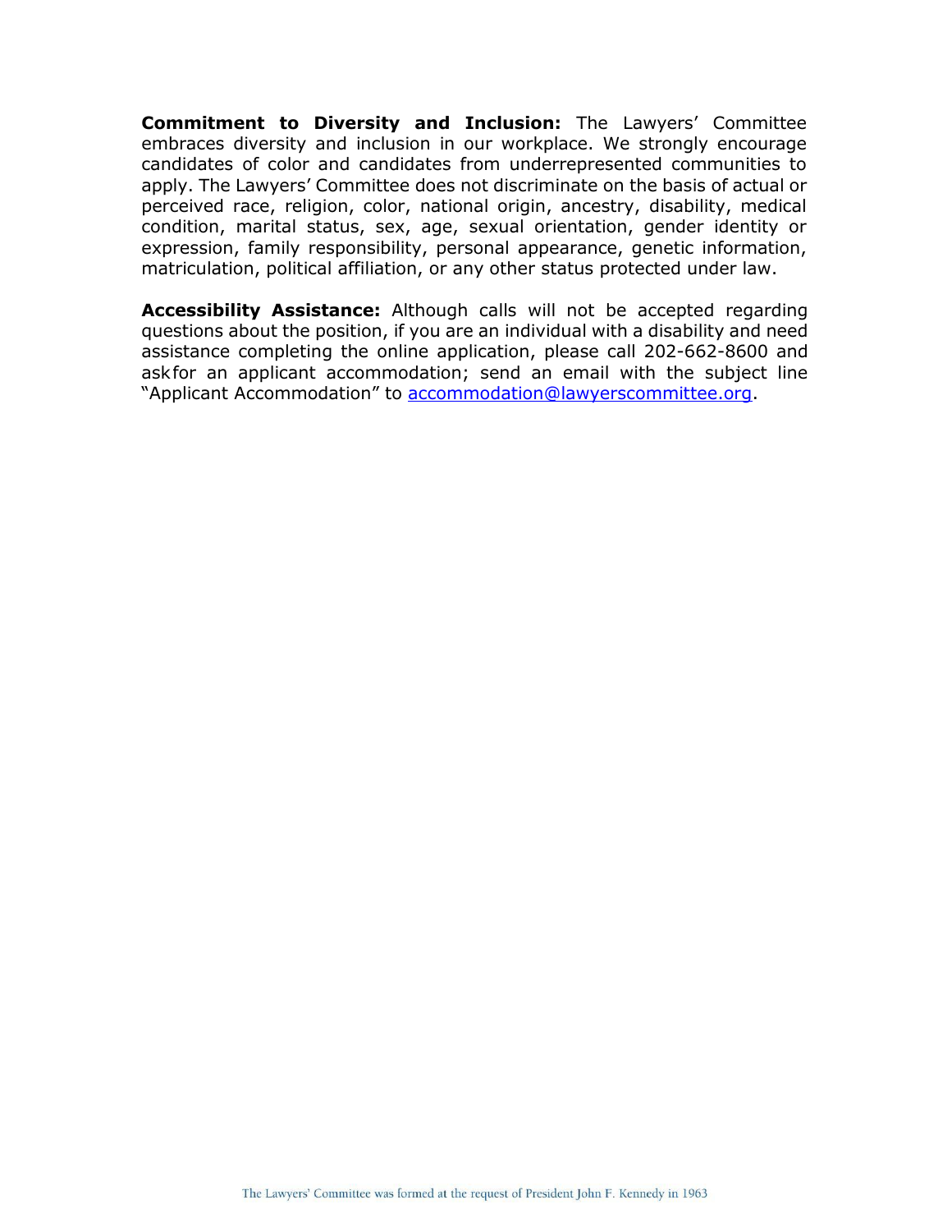**Commitment to Diversity and Inclusion:** The Lawyers' Committee embraces diversity and inclusion in our workplace. We strongly encourage candidates of color and candidates from underrepresented communities to apply. The Lawyers' Committee does not discriminate on the basis of actual or perceived race, religion, color, national origin, ancestry, disability, medical condition, marital status, sex, age, sexual orientation, gender identity or expression, family responsibility, personal appearance, genetic information, matriculation, political affiliation, or any other status protected under law.

**Accessibility Assistance:** Although calls will not be accepted regarding questions about the position, if you are an individual with a disability and need assistance completing the online application, please call 202-662-8600 and askfor an applicant accommodation; send an email with the subject line "Applicant Accommodation" to accommodation@lawyerscommittee.org.